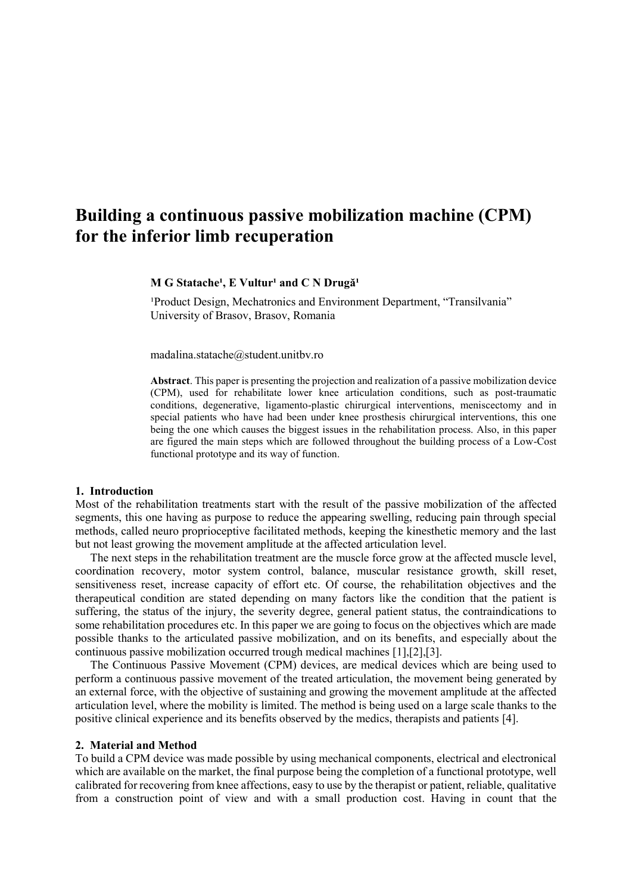# Building a continuous passive mobilization machine (CPM) for the inferior limb recuperation

**M G Statache[1], E Vultur[1] and C N Drugă[1]**

[1]Product Design, Mechatronics and Environment Department, "Transilvania" University of Brasov, Brasov, Romania

madalina.statache@student.unitbv.ro

**Abstract**. This paper is presenting the projection and realization of a passive mobilization device (CPM), used for rehabilitate lower knee articulation conditions, such as post-traumatic conditions, degenerative, ligamento-plastic chirurgical interventions, meniscectomy and in special patients who have had been under knee prosthesis chirurgical interventions, this one being the one which causes the biggest issues in the rehabilitation process. Also, in this paper are figured the main steps which are followed throughout the building process of a Low-Cost functional prototype and its way of function.

## 1. Introduction

Most of the rehabilitation treatments start with the result of the passive mobilization of the affected segments, this one having as purpose to reduce the appearing swelling, reducing pain through special methods, called neuro proprioceptive facilitated methods, keeping the kinesthetic memory and the last but not least growing the movement amplitude at the affected articulation level.

The next steps in the rehabilitation treatment are the muscle force grow at the affected muscle level, coordination recovery, motor system control, balance, muscular resistance growth, skill reset, sensitiveness reset, increase capacity of effort etc. Of course, the rehabilitation objectives and the therapeutical condition are stated depending on many factors like the condition that the patient is suffering, the status of the injury, the severity degree, general patient status, the contraindications to some rehabilitation procedures etc. In this paper we are going to focus on the objectives which are made possible thanks to the articulated passive mobilization, and on its benefits, and especially about the continuous passive mobilization occurred trough medical machines [1],[2],[3].

The Continuous Passive Movement (CPM) devices, are medical devices which are being used to perform a continuous passive movement of the treated articulation, the movement being generated by an external force, with the objective of sustaining and growing the movement amplitude at the affected articulation level, where the mobility is limited. The method is being used on a large scale thanks to the positive clinical experience and its benefits observed by the medics, therapists and patients [4].

## 2. Material and Method

To build a CPM device was made possible by using mechanical components, electrical and electronical which are available on the market, the final purpose being the completion of a functional prototype, well calibrated for recovering from knee affections, easy to use by the therapist or patient, reliable, qualitative from a construction point of view and with a small production cost. Having in count that the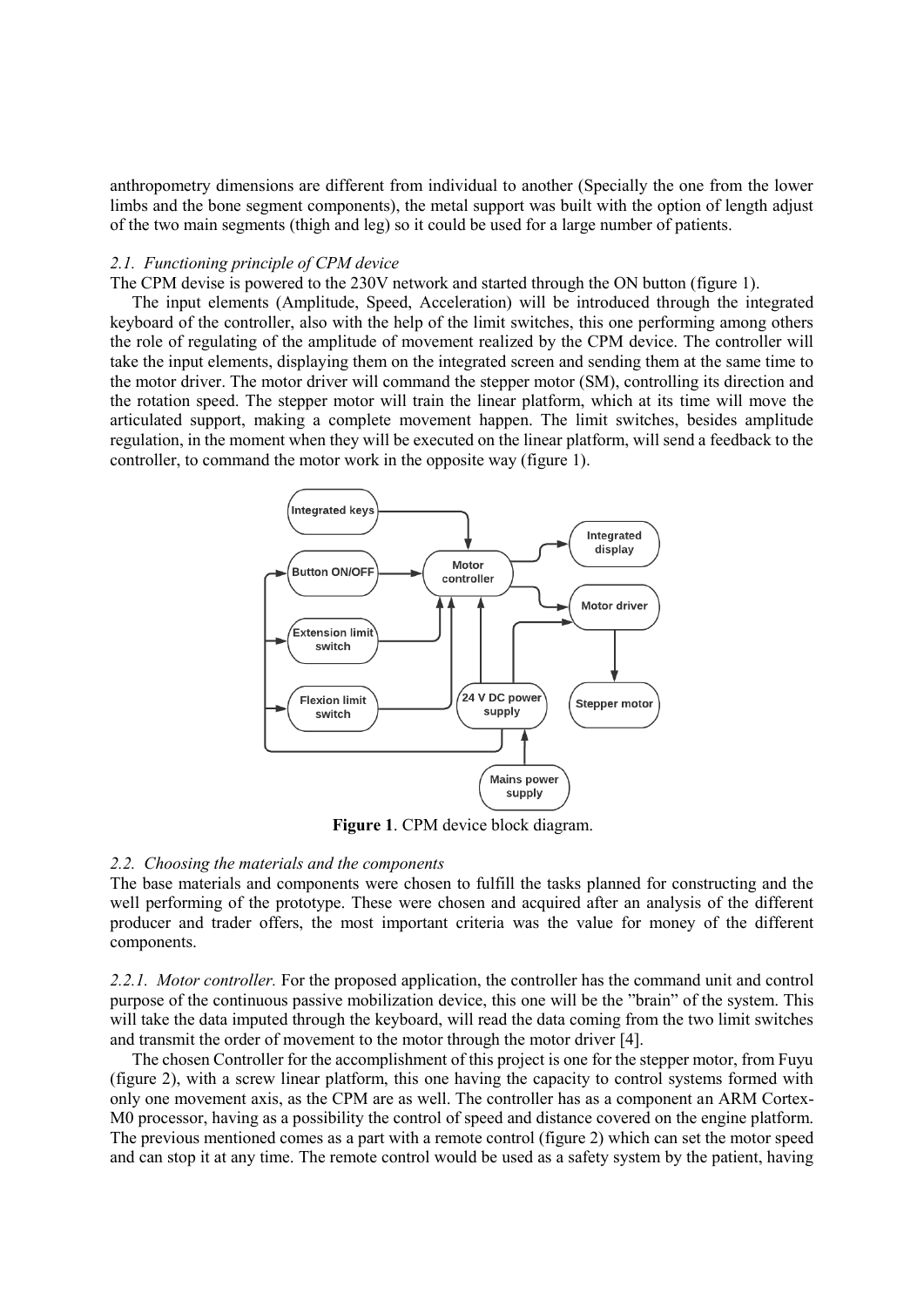anthropometry dimensions are different from individual to another (Specially the one from the lower limbs and the bone segment components), the metal support was built with the option of length adjust of the two main segments (thigh and leg) so it could be used for a large number of patients.

### *2.1. Functioning principle of CPM device*

The CPM devise is powered to the 230V network and started through the ON button (figure 1).

The input elements (Amplitude, Speed, Acceleration) will be introduced through the integrated keyboard of the controller, also with the help of the limit switches, this one performing among others the role of regulating of the amplitude of movement realized by the CPM device. The controller will take the input elements, displaying them on the integrated screen and sending them at the same time to the motor driver. The motor driver will command the stepper motor (SM), controlling its direction and the rotation speed. The stepper motor will train the linear platform, which at its time will move the articulated support, making a complete movement happen. The limit switches, besides amplitude regulation, in the moment when they will be executed on the linear platform, will send a feedback to the controller, to command the motor work in the opposite way (figure 1).

**Figure 1**. CPM device block diagram.

### *2.2. Choosing the materials and the components*

The base materials and components were chosen to fulfill the tasks planned for constructing and the well performing of the prototype. These were chosen and acquired after an analysis of the different producer and trader offers, the most important criteria was the value for money of the different components.

*2.2.1. Motor controller.* For the proposed application, the controller has the command unit and control purpose of the continuous passive mobilization device, this one will be the "brain" of the system. This will take the data imputed through the keyboard, will read the data coming from the two limit switches and transmit the order of movement to the motor through the motor driver [4].

The chosen Controller for the accomplishment of this project is one for the stepper motor, from Fuyu (figure 2), with a screw linear platform, this one having the capacity to control systems formed with only one movement axis, as the CPM are as well. The controller has as a component an ARM Cortex-M0 processor, having as a possibility the control of speed and distance covered on the engine platform. The previous mentioned comes as a part with a remote control (figure 2) which can set the motor speed and can stop it at any time. The remote control would be used as a safety system by the patient, having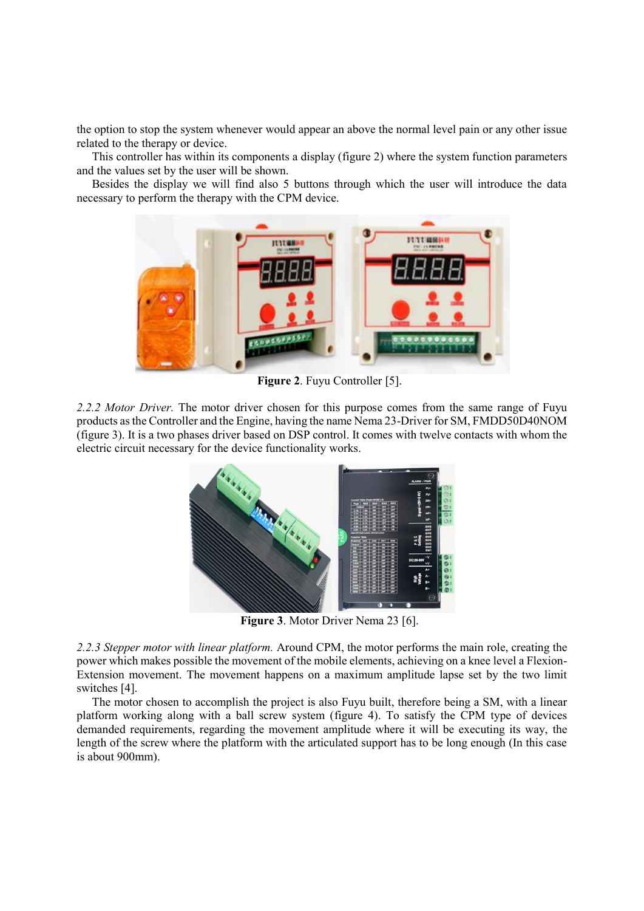the option to stop the system whenever would appear an above the normal level pain or any other issue related to the therapy or device.

This controller has within its components a display (figure 2) where the system function parameters and the values set by the user will be shown.

Besides the display we will find also 5 buttons through which the user will introduce the data necessary to perform the therapy with the CPM device.

**Figure 2**. Fuyu Controller [5].

*2.2.2 Motor Driver.* The motor driver chosen for this purpose comes from the same range of Fuyu products as the Controller and the Engine, having the name Nema 23-Driver for SM, FMDD50D40NOM (figure 3). It is a two phases driver based on DSP control. It comes with twelve contacts with whom the electric circuit necessary for the device functionality works.

**Figure 3**. Motor Driver Nema 23 [6].

*2.2.3 Stepper motor with linear platform.* Around CPM, the motor performs the main role, creating the power which makes possible the movement of the mobile elements, achieving on a knee level a Flexion-Extension movement. The movement happens on a maximum amplitude lapse set by the two limit switches [4].

The motor chosen to accomplish the project is also Fuyu built, therefore being a SM, with a linear platform working along with a ball screw system (figure 4). To satisfy the CPM type of devices demanded requirements, regarding the movement amplitude where it will be executing its way, the length of the screw where the platform with the articulated support has to be long enough (In this case is about 900mm).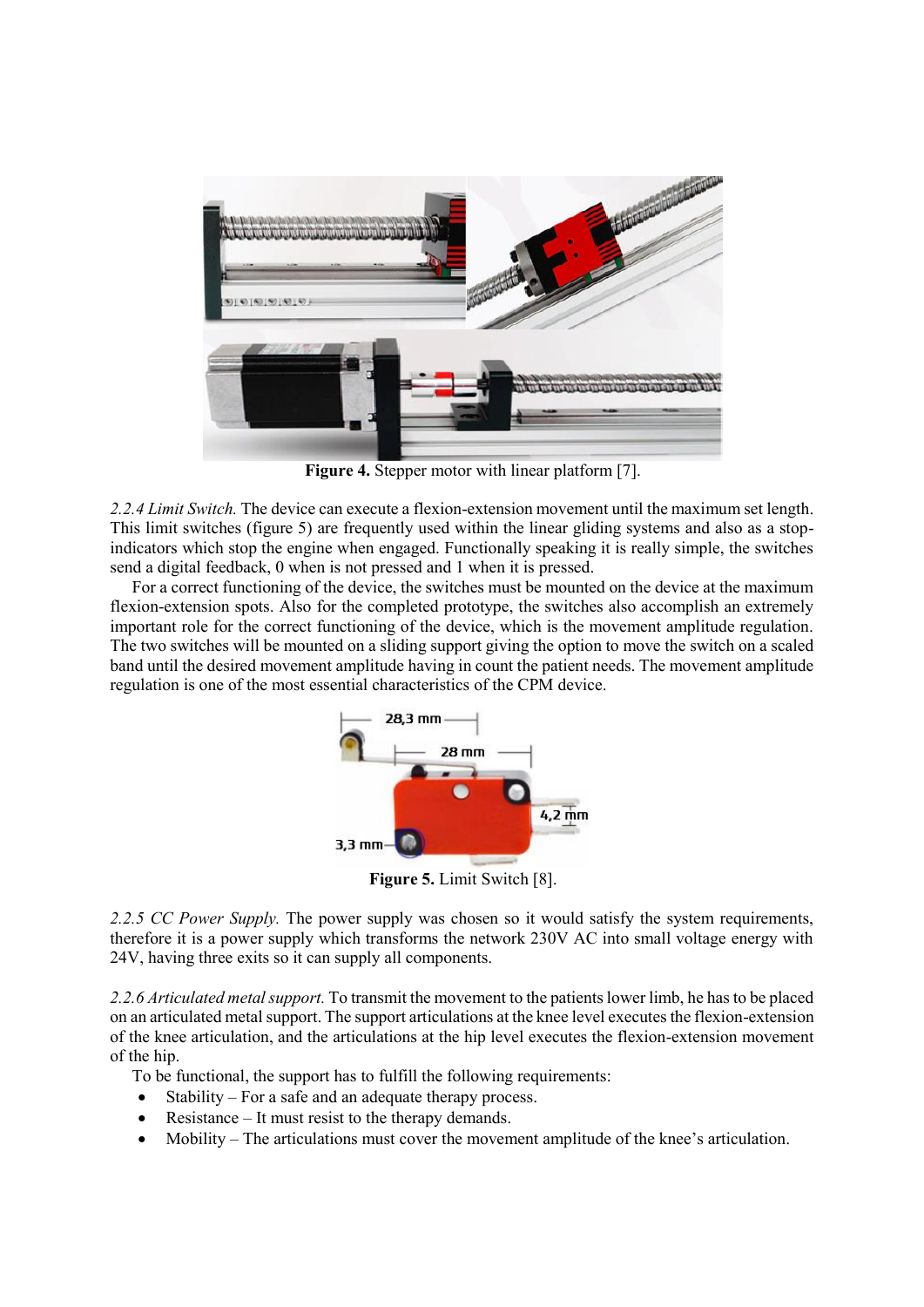**Figure 4.** Stepper motor with linear platform [7].

*2.2.4 Limit Switch.* The device can execute a flexion-extension movement until the maximum set length. This limit switches (figure 5) are frequently used within the linear gliding systems and also as a stop-indicators which stop the engine when engaged. Functionally speaking it is really simple, the switches send a digital feedback, 0 when is not pressed and 1 when it is pressed.

For a correct functioning of the device, the switches must be mounted on the device at the maximum flexion-extension spots. Also for the completed prototype, the switches also accomplish an extremely important role for the correct functioning of the device, which is the movement amplitude regulation. The two switches will be mounted on a sliding support giving the option to move the switch on a scaled band until the desired movement amplitude having in count the patient needs. The movement amplitude regulation is one of the most essential characteristics of the CPM device.

**Figure 5.** Limit Switch [8].

*2.2.5 CC Power Supply.* The power supply was chosen so it would satisfy the system requirements, therefore it is a power supply which transforms the network 230V AC into small voltage energy with 24V, having three exits so it can supply all components.

*2.2.6 Articulated metal support.* To transmit the movement to the patients lower limb, he has to be placed on an articulated metal support. The support articulations at the knee level executes the flexion-extension of the knee articulation, and the articulations at the hip level executes the flexion-extension movement of the hip.

To be functional, the support has to fulfill the following requirements:

- Stability – For a safe and an adequate therapy process.
- Resistance – It must resist to the therapy demands.
- Mobility – The articulations must cover the movement amplitude of the knee's articulation.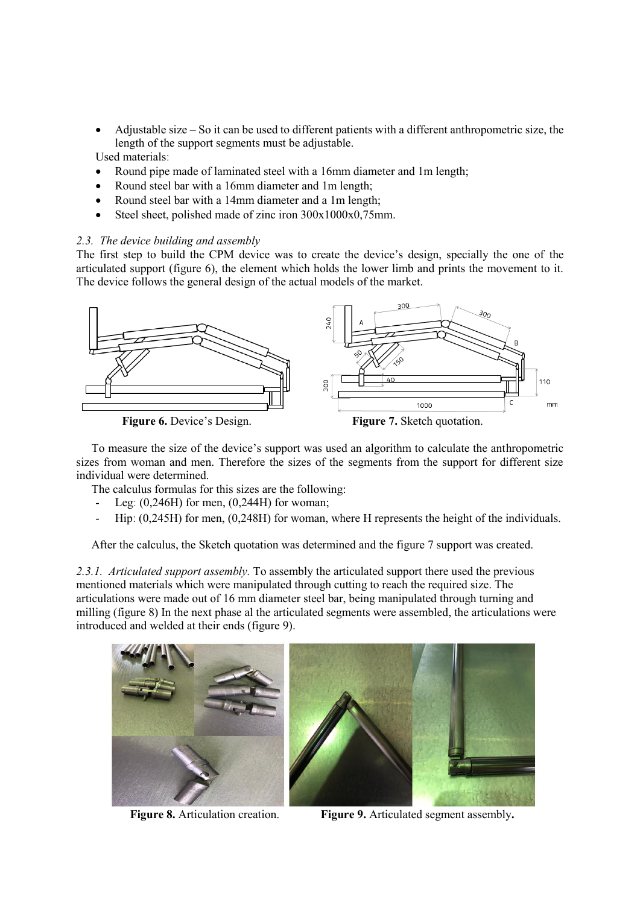- Adjustable size – So it can be used to different patients with a different anthropometric size, the length of the support segments must be adjustable.

Used materials:

- Round pipe made of laminated steel with a 16mm diameter and 1m length;
- Round steel bar with a 16mm diameter and 1m length;
- Round steel bar with a 14mm diameter and a 1m length;
- Steel sheet, polished made of zinc iron 300x1000x0,75mm.

### *2.3. The device building and assembly*

The first step to build the CPM device was to create the device's design, specially the one of the articulated support (figure 6), the element which holds the lower limb and prints the movement to it. The device follows the general design of the actual models of the market.

**Figure 6.** Device's Design.

**Figure 7.** Sketch quotation.

To measure the size of the device's support was used an algorithm to calculate the anthropometric sizes from woman and men. Therefore the sizes of the segments from the support for different size individual were determined.

The calculus formulas for this sizes are the following:

- Leg: (0,246H) for men, (0,244H) for woman;
- Hip: (0,245H) for men, (0,248H) for woman, where H represents the height of the individuals.

After the calculus, the Sketch quotation was determined and the figure 7 support was created.

*2.3.1. Articulated support assembly.* To assembly the articulated support there used the previous mentioned materials which were manipulated through cutting to reach the required size. The articulations were made out of 16 mm diameter steel bar, being manipulated through turning and milling (figure 8) In the next phase al the articulated segments were assembled, the articulations were introduced and welded at their ends (figure 9).

**Figure 8.** Articulation creation.

**Figure 9.** Articulated segment assembly**.**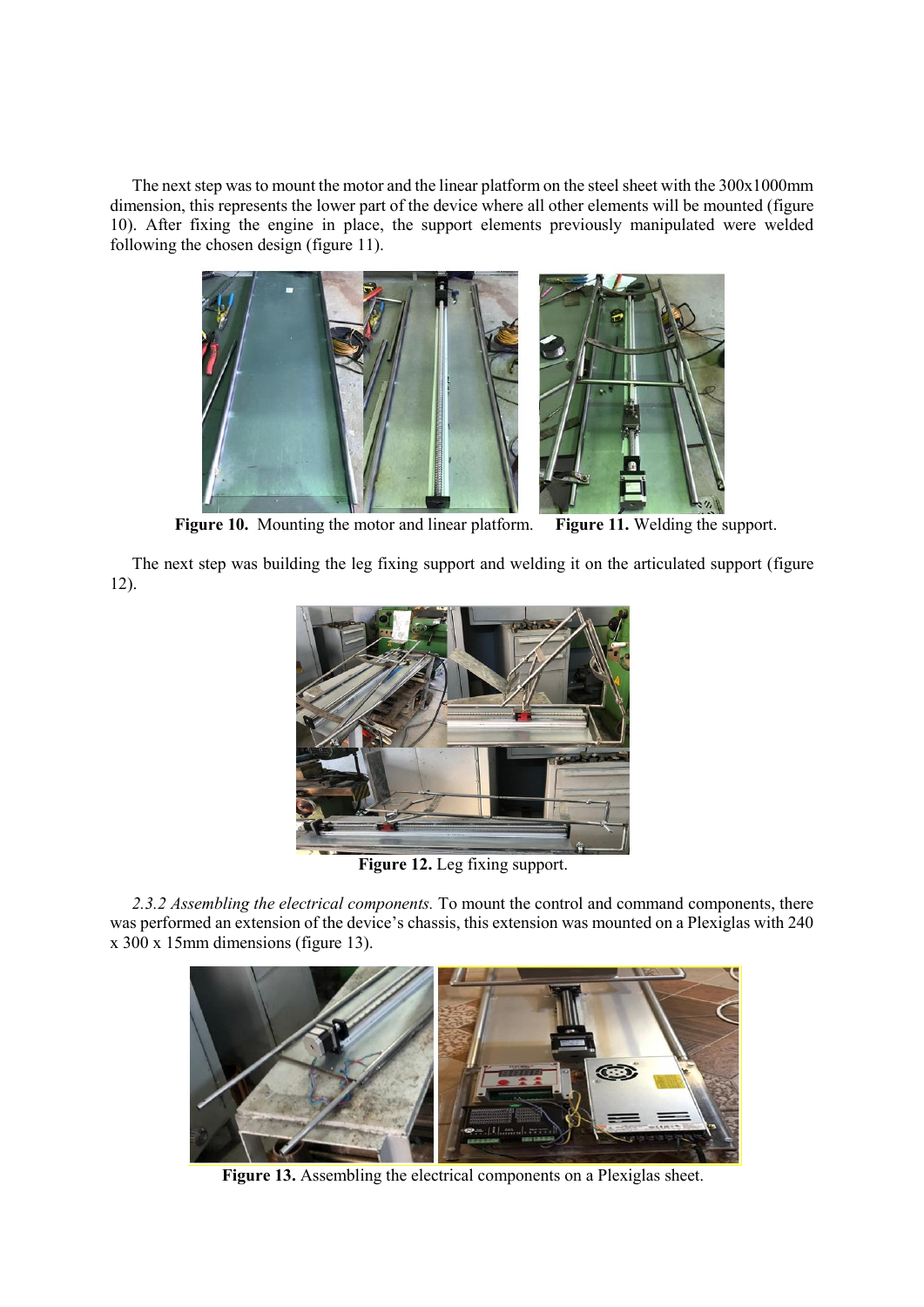The next step was to mount the motor and the linear platform on the steel sheet with the 300x1000mm dimension, this represents the lower part of the device where all other elements will be mounted (figure 10). After fixing the engine in place, the support elements previously manipulated were welded following the chosen design (figure 11).

**Figure 10.** Mounting the motor and linear platform. **Figure 11.** Welding the support.

The next step was building the leg fixing support and welding it on the articulated support (figure 12).

**Figure 12.** Leg fixing support.

*2.3.2 Assembling the electrical components.* To mount the control and command components, there was performed an extension of the device's chassis, this extension was mounted on a Plexiglas with 240 x 300 x 15mm dimensions (figure 13).

**Figure 13.** Assembling the electrical components on a Plexiglas sheet.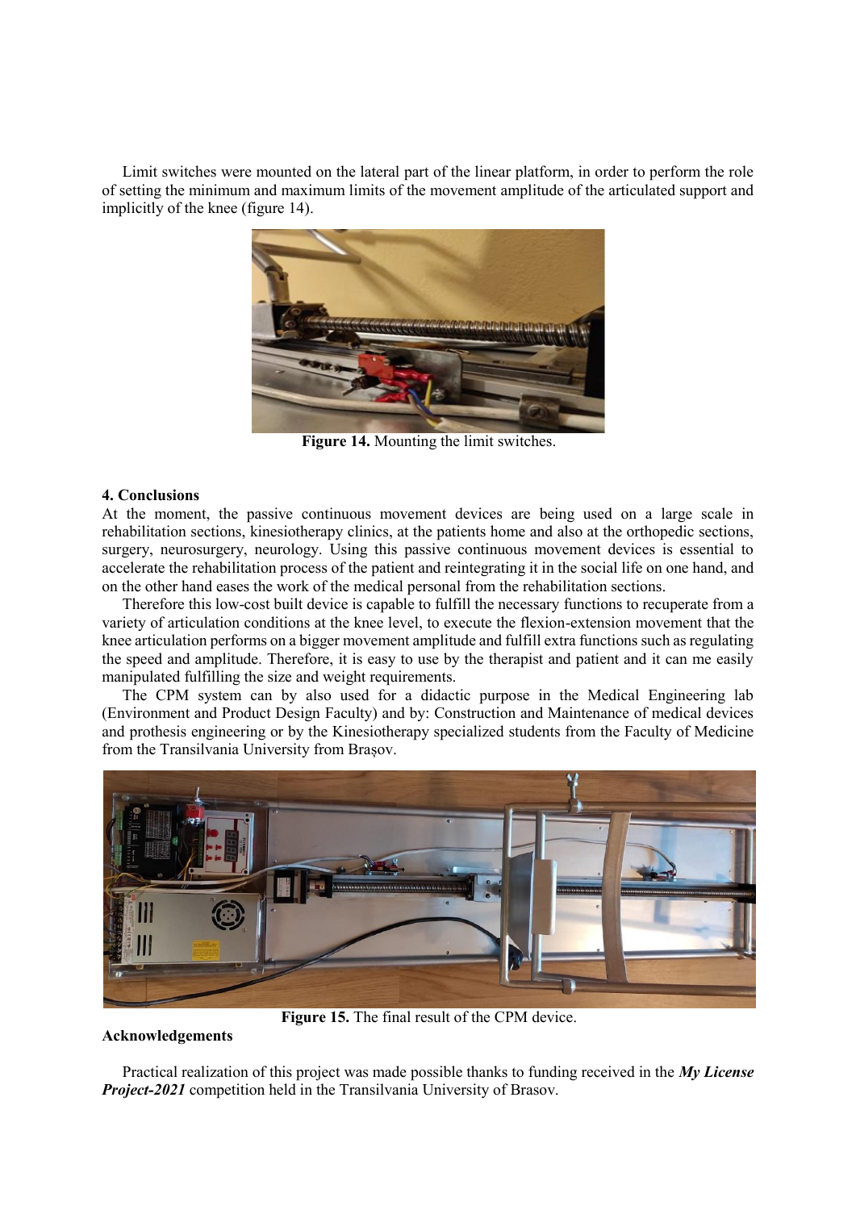Limit switches were mounted on the lateral part of the linear platform, in order to perform the role of setting the minimum and maximum limits of the movement amplitude of the articulated support and implicitly of the knee (figure 14).

**Figure 14.** Mounting the limit switches.

## 4. Conclusions

At the moment, the passive continuous movement devices are being used on a large scale in rehabilitation sections, kinesiotherapy clinics, at the patients home and also at the orthopedic sections, surgery, neurosurgery, neurology. Using this passive continuous movement devices is essential to accelerate the rehabilitation process of the patient and reintegrating it in the social life on one hand, and on the other hand eases the work of the medical personal from the rehabilitation sections.

Therefore this low-cost built device is capable to fulfill the necessary functions to recuperate from a variety of articulation conditions at the knee level, to execute the flexion-extension movement that the knee articulation performs on a bigger movement amplitude and fulfill extra functions such as regulating the speed and amplitude. Therefore, it is easy to use by the therapist and patient and it can me easily manipulated fulfilling the size and weight requirements.

The CPM system can by also used for a didactic purpose in the Medical Engineering lab (Environment and Product Design Faculty) and by: Construction and Maintenance of medical devices and prothesis engineering or by the Kinesiotherapy specialized students from the Faculty of Medicine from the Transilvania University from Brașov.

**Figure 15.** The final result of the CPM device.

## Acknowledgements

Practical realization of this project was made possible thanks to funding received in the ***My License Project-2021*** competition held in the Transilvania University of Brasov.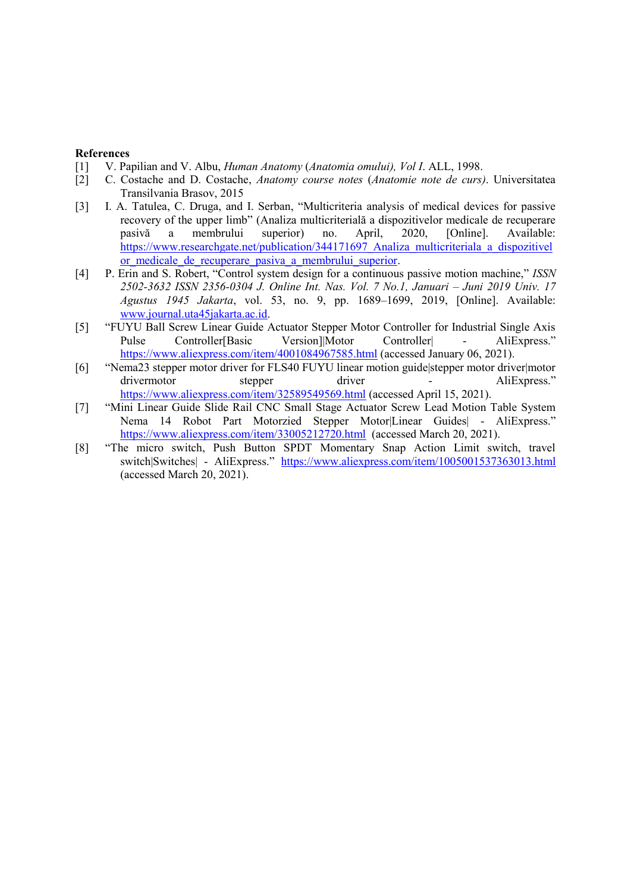**References**

[1] V. Papilian and V. Albu, *Human Anatomy* (*Anatomia omului), Vol I*. ALL, 1998.

[2] C. Costache and D. Costache, *Anatomy course notes* (*Anatomie note de curs)*. Universitatea Transilvania Brasov, 2015

[3] I. A. Tatulea, C. Druga, and I. Serban, "Multicriteria analysis of medical devices for passive recovery of the upper limb" (Analiza multicriterială a dispozitivelor medicale de recuperare pasivă a membrului superior) no. April, 2020, [Online]. Available: https://www.researchgate.net/publication/344171697_Analiza_multicriteriala_a_dispozitivelor_medicale_de_recuperare_pasiva_a_membrului_superior.

[4] P. Erin and S. Robert, "Control system design for a continuous passive motion machine," *ISSN 2502-3632 ISSN 2356-0304 J. Online Int. Nas. Vol. 7 No.1, Januari – Juni 2019 Univ. 17 Agustus 1945 Jakarta*, vol. 53, no. 9, pp. 1689–1699, 2019, [Online]. Available: www.journal.uta45jakarta.ac.id.

[5] "FUYU Ball Screw Linear Guide Actuator Stepper Motor Controller for Industrial Single Axis Pulse Controller[Basic Version]|Motor Controller| - AliExpress." https://www.aliexpress.com/item/4001084967585.html (accessed January 06, 2021).

[6] "Nema23 stepper motor driver for FLS40 FUYU linear motion guide|stepper motor driver|motor drivermotor stepper driver - AliExpress." https://www.aliexpress.com/item/32589549569.html (accessed April 15, 2021).

[7] "Mini Linear Guide Slide Rail CNC Small Stage Actuator Screw Lead Motion Table System Nema 14 Robot Part Motorzied Stepper Motor|Linear Guides| - AliExpress." https://www.aliexpress.com/item/33005212720.html (accessed March 20, 2021).

[8] "The micro switch, Push Button SPDT Momentary Snap Action Limit switch, travel switch|Switches| - AliExpress." https://www.aliexpress.com/item/1005001537363013.html (accessed March 20, 2021).